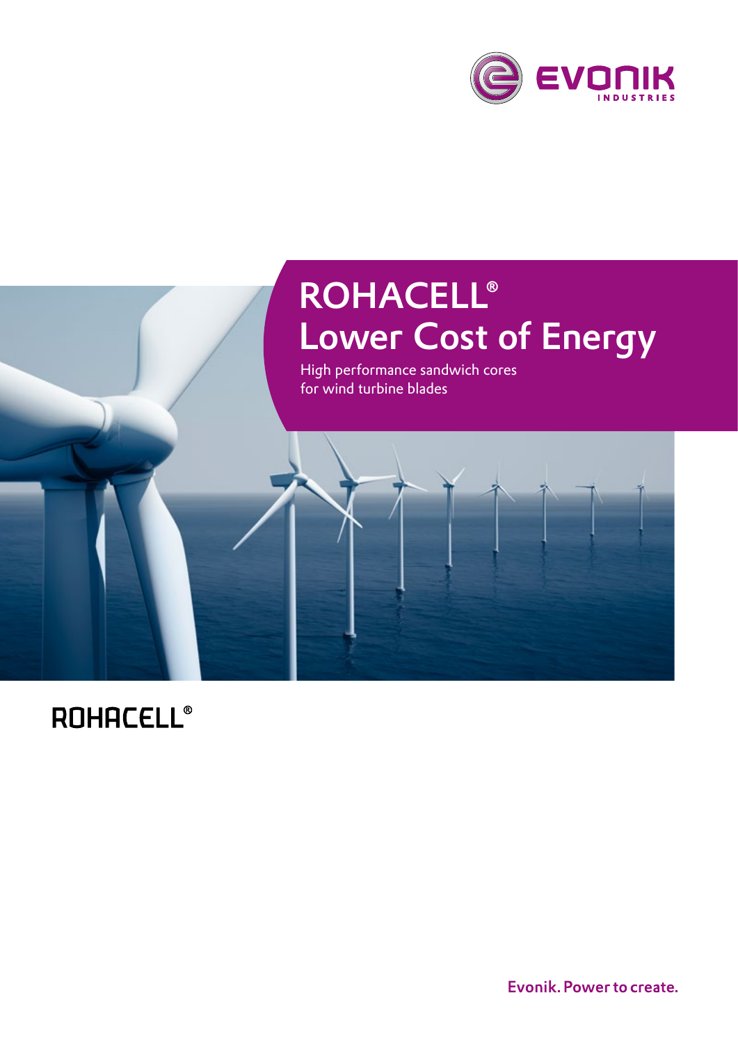EVONIK INDUSTRIES

# ROHACELL® Lower Cost of Energy

High performance sandwich cores for wind turbine blades

ROHACELL®

Evonik. Power to create.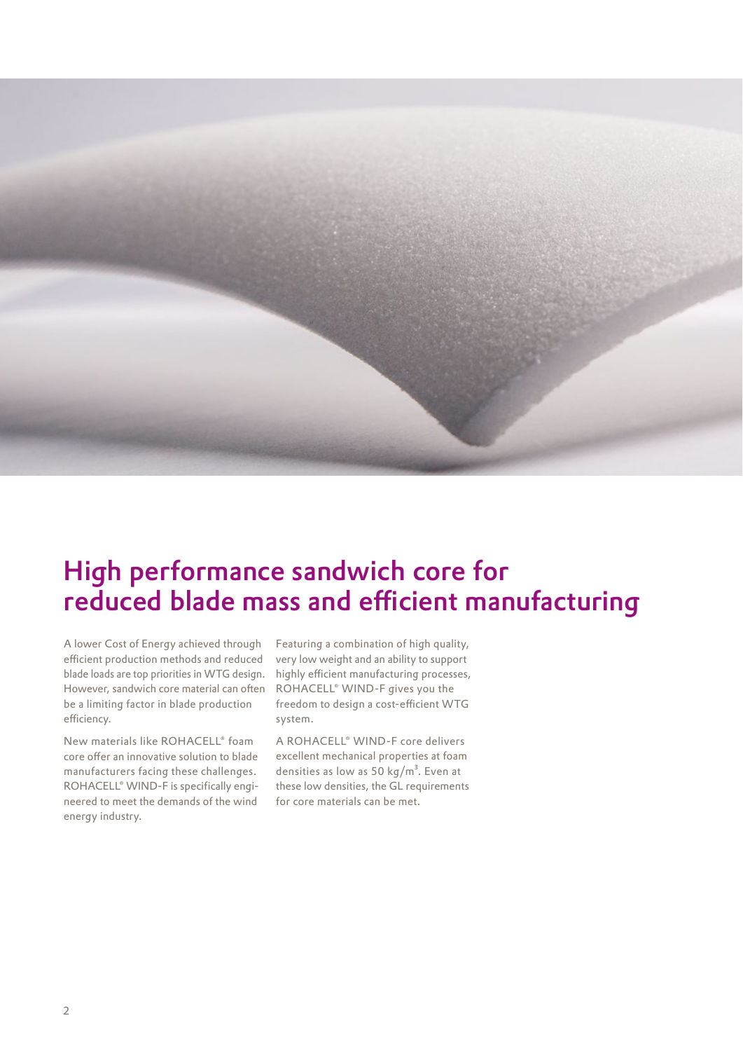# High performance sandwich core for reduced blade mass and efficient manufacturing

A lower Cost of Energy achieved through efficient production methods and reduced blade loads are top priorities in WTG design. However, sandwich core material can often be a limiting factor in blade production efficiency.

New materials like ROHACELL® foam core offer an innovative solution to blade manufacturers facing these challenges. ROHACELL® WIND-F is specifically engineered to meet the demands of the wind energy industry.

Featuring a combination of high quality, very low weight and an ability to support highly efficient manufacturing processes, ROHACELL® WIND-F gives you the freedom to design a cost-efficient WTG system.

A ROHACELL® WIND-F core delivers excellent mechanical properties at foam densities as low as 50 $kg/m^3$. Even at these low densities, the GL requirements for core materials can be met.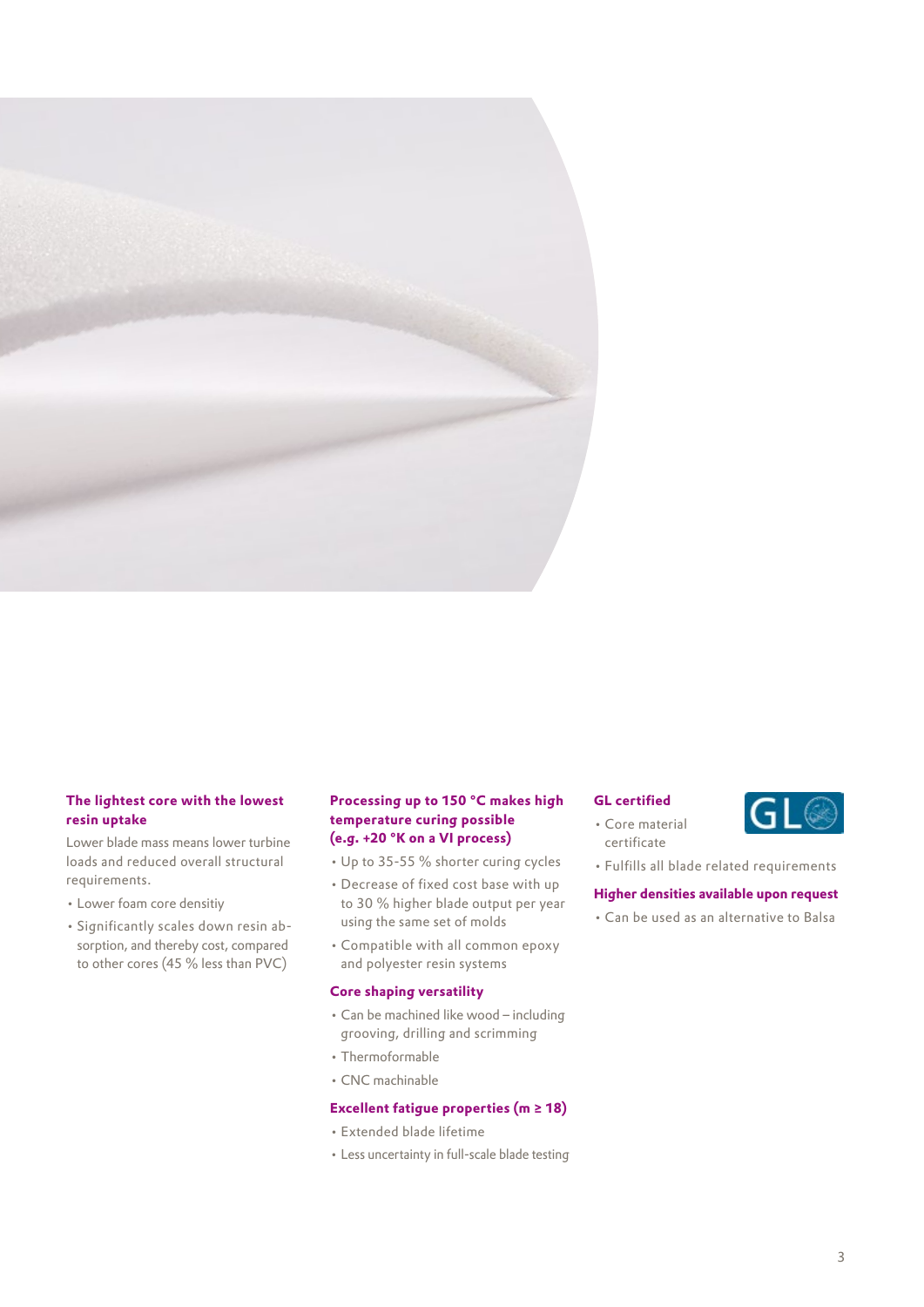### The lightest core with the lowest resin uptake

Lower blade mass means lower turbine loads and reduced overall structural requirements.

- Lower foam core densitiy
- Significantly scales down resin absorption, and thereby cost, compared to other cores (45 % less than PVC)

### Processing up to 150 °C makes high temperature curing possible (e.g. +20 °K on a VI process)

- Up to 35-55 % shorter curing cycles
- Decrease of fixed cost base with up to 30 % higher blade output per year using the same set of molds
- Compatible with all common epoxy and polyester resin systems

### Core shaping versatility

- Can be machined like wood – including grooving, drilling and scrimming
- Thermoformable
- CNC machinable

### Excellent fatigue properties (m ≥ 18)

- Extended blade lifetime
- Less uncertainty in full-scale blade testing

### GL certified

GL

- Core material certificate
- Fulfills all blade related requirements

### Higher densities available upon request

- Can be used as an alternative to Balsa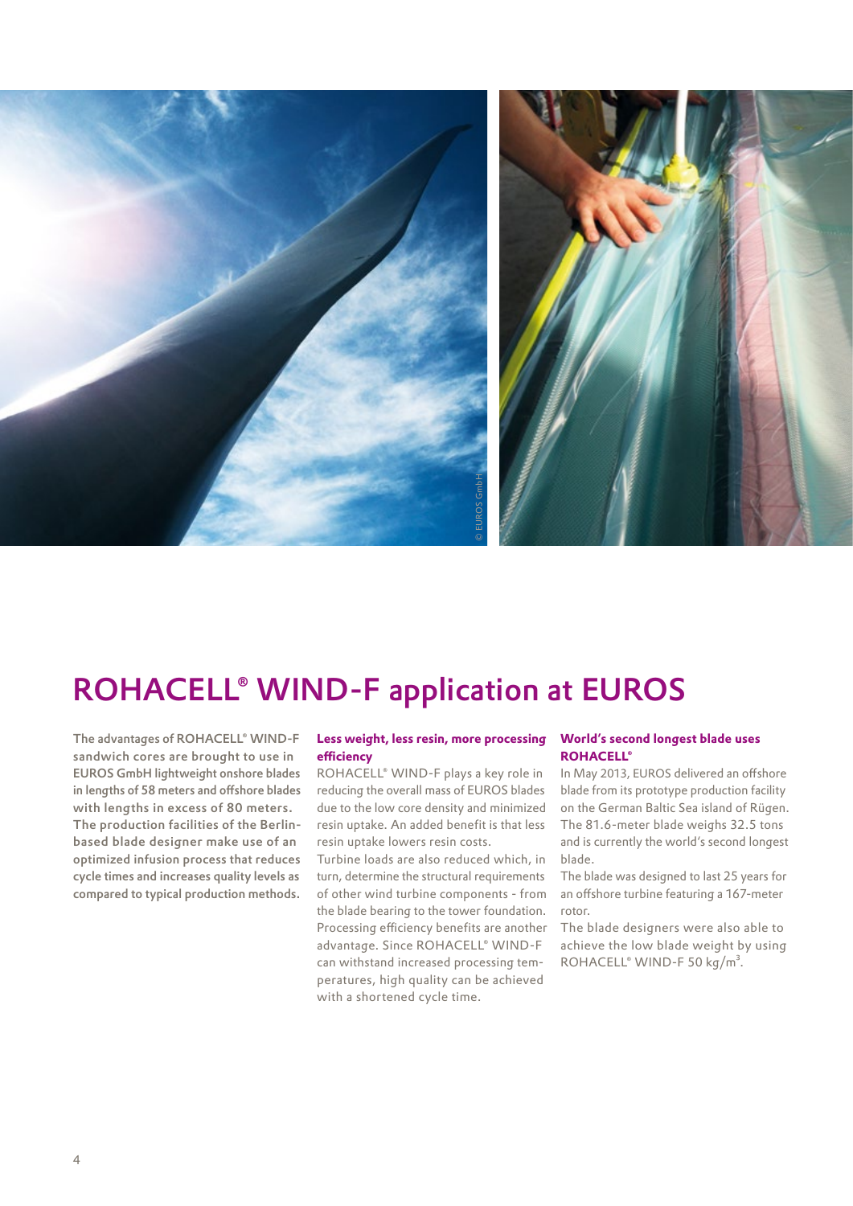# ROHACELL® WIND-F application at EUROS

**The advantages of ROHACELL® WIND-F sandwich cores are brought to use in EUROS GmbH lightweight onshore blades in lengths of 58 meters and offshore blades with lengths in excess of 80 meters. The production facilities of the Berlin-based blade designer make use of an optimized infusion process that reduces cycle times and increases quality levels as compared to typical production methods.**

### Less weight, less resin, more processing efficiency

ROHACELL® WIND-F plays a key role in reducing the overall mass of EUROS blades due to the low core density and minimized resin uptake. An added benefit is that less resin uptake lowers resin costs.

Turbine loads are also reduced which, in turn, determine the structural requirements of other wind turbine components - from the blade bearing to the tower foundation.

Processing efficiency benefits are another advantage. Since ROHACELL® WIND-F can withstand increased processing temperatures, high quality can be achieved with a shortened cycle time.

### World's second longest blade uses ROHACELL®

In May 2013, EUROS delivered an offshore blade from its prototype production facility on the German Baltic Sea island of Rügen. The 81.6-meter blade weighs 32.5 tons and is currently the world's second longest blade.

The blade was designed to last 25 years for an offshore turbine featuring a 167-meter rotor.

The blade designers were also able to achieve the low blade weight by using ROHACELL® WIND-F 50 kg/m³.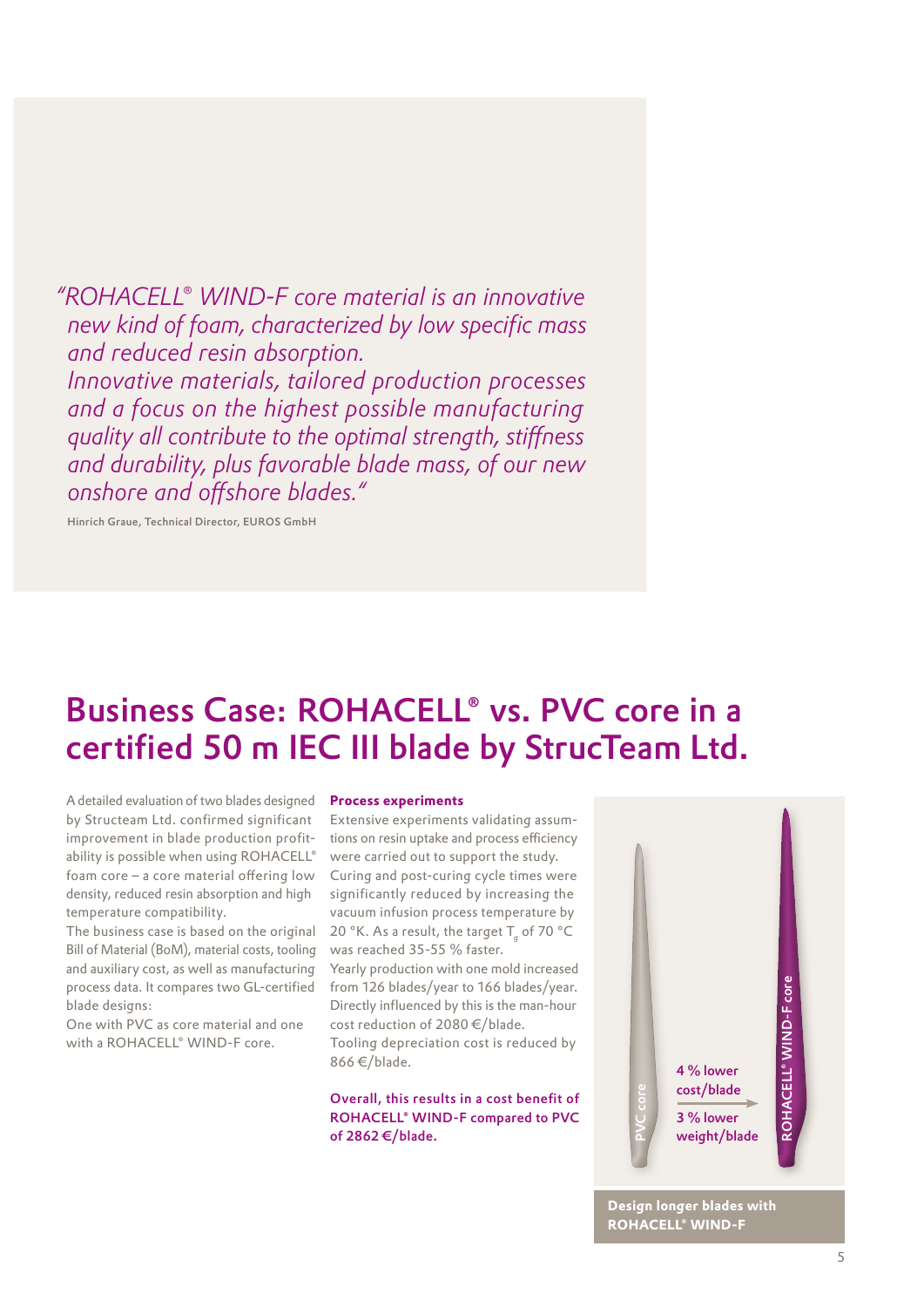*"ROHACELL® WIND-F core material is an innovative new kind of foam, characterized by low specific mass and reduced resin absorption.
Innovative materials, tailored production processes and a focus on the highest possible manufacturing quality all contribute to the optimal strength, stiffness and durability, plus favorable blade mass, of our new onshore and offshore blades."*

**Hinrich Graue, Technical Director, EUROS GmbH**

# Business Case: ROHACELL® vs. PVC core in a certified 50 m IEC III blade by StrucTeam Ltd.

A detailed evaluation of two blades designed by Structeam Ltd. confirmed significant improvement in blade production profitability is possible when using ROHACELL® foam core – a core material offering low density, reduced resin absorption and high temperature compatibility.
The business case is based on the original Bill of Material (BoM), material costs, tooling and auxiliary cost, as well as manufacturing process data. It compares two GL-certified blade designs:
One with PVC as core material and one with a ROHACELL® WIND-F core.

**Process experiments**

Extensive experiments validating assumptions on resin uptake and process efficiency were carried out to support the study. Curing and post-curing cycle times were significantly reduced by increasing the vacuum infusion process temperature by 20 °K. As a result, the target $T_g$ of 70 °C was reached 35-55 % faster.
Yearly production with one mold increased from 126 blades/year to 166 blades/year. Directly influenced by this is the man-hour cost reduction of 2080 €/blade.
Tooling depreciation cost is reduced by 866 €/blade.

**Overall, this results in a cost benefit of ROHACELL® WIND-F compared to PVC of 2862 €/blade.**

PVC core

4 % lower cost/blade

3 % lower weight/blade

ROHACELL® WIND-F core

**Design longer blades with ROHACELL® WIND-F**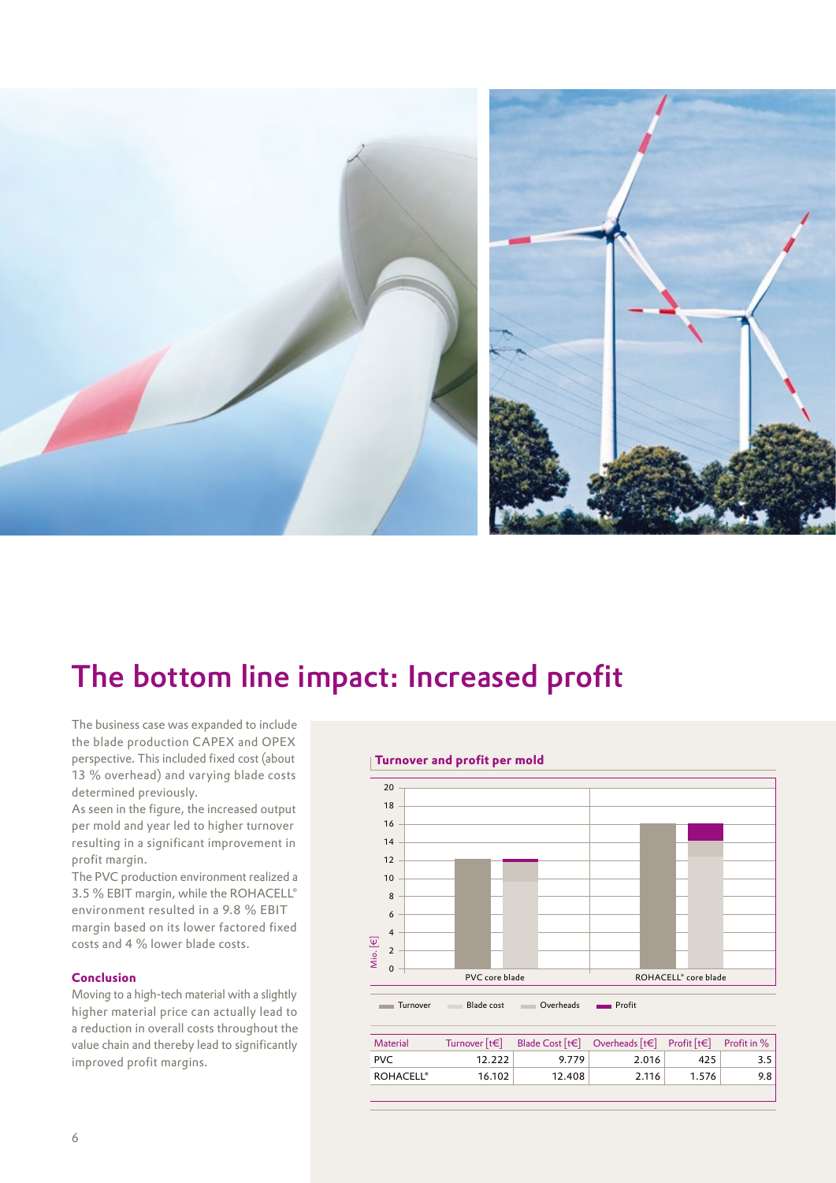# The bottom line impact: Increased profit

The business case was expanded to include the blade production CAPEX and OPEX perspective. This included fixed cost (about 13 % overhead) and varying blade costs determined previously.

As seen in the figure, the increased output per mold and year led to higher turnover resulting in a significant improvement in profit margin.

The PVC production environment realized a 3.5 % EBIT margin, while the ROHACELL® environment resulted in a 9.8 % EBIT margin based on its lower factored fixed costs and 4 % lower blade costs.

### Conclusion

Moving to a high-tech material with a slightly higher material price can actually lead to a reduction in overall costs throughout the value chain and thereby lead to significantly improved profit margins.

**Turnover and profit per mold**

| Material | Turnover [t€] | Blade Cost [t€] | Overheads [t€] | Profit [t€] | Profit in % |
|---|---|---|---|---|---|
| PVC | 12.222 | 9.779 | 2.016 | 425 | 3.5 |
| ROHACELL® | 16.102 | 12.408 | 2.116 | 1.576 | 9.8 |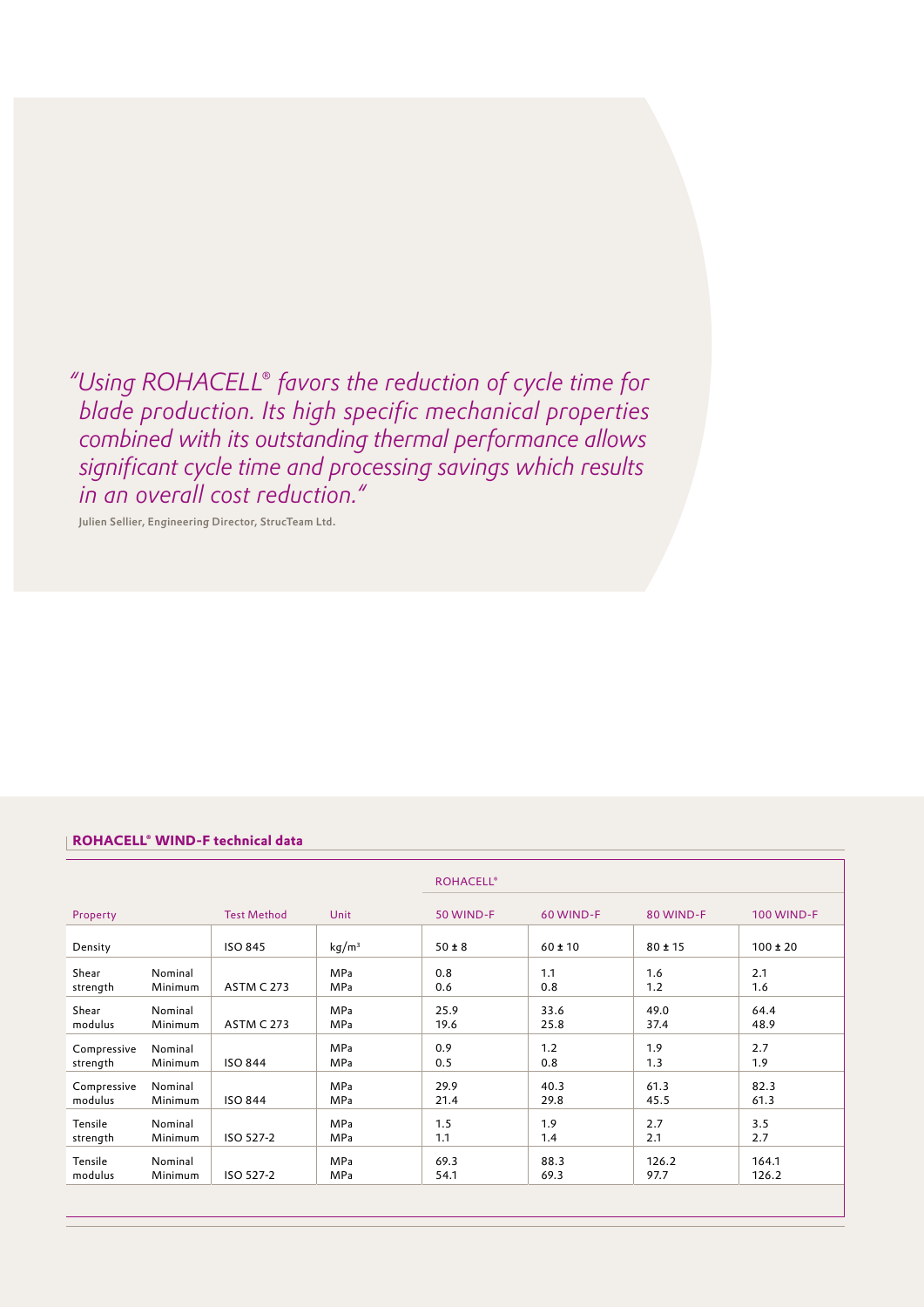*"Using ROHACELL® favors the reduction of cycle time for blade production. Its high specific mechanical properties combined with its outstanding thermal performance allows significant cycle time and processing savings which results in an overall cost reduction."*

**Julien Sellier, Engineering Director, StrucTeam Ltd.**

**ROHACELL® WIND-F technical data**

| Property | | Test Method | Unit | ROHACELL® 50 WIND-F | 60 WIND-F | 80 WIND-F | 100 WIND-F |
|---|---|---|---|---|---|---|---|
| Density | | ISO 845 | kg/m³ | 50 ± 8 | 60 ± 10 | 80 ± 15 | 100 ± 20 |
| Shear strength | Nominal | ASTM C 273 | MPa | 0.8 | 1.1 | 1.6 | 2.1 |
| | Minimum | | MPa | 0.6 | 0.8 | 1.2 | 1.6 |
| Shear modulus | Nominal | ASTM C 273 | MPa | 25.9 | 33.6 | 49.0 | 64.4 |
| | Minimum | | MPa | 19.6 | 25.8 | 37.4 | 48.9 |
| Compressive strength | Nominal | ISO 844 | MPa | 0.9 | 1.2 | 1.9 | 2.7 |
| | Minimum | | MPa | 0.5 | 0.8 | 1.3 | 1.9 |
| Compressive modulus | Nominal | ISO 844 | MPa | 29.9 | 40.3 | 61.3 | 82.3 |
| | Minimum | | MPa | 21.4 | 29.8 | 45.5 | 61.3 |
| Tensile strength | Nominal | ISO 527-2 | MPa | 1.5 | 1.9 | 2.7 | 3.5 |
| | Minimum | | MPa | 1.1 | 1.4 | 2.1 | 2.7 |
| Tensile modulus | Nominal | ISO 527-2 | MPa | 69.3 | 88.3 | 126.2 | 164.1 |
| | Minimum | | MPa | 54.1 | 69.3 | 97.7 | 126.2 |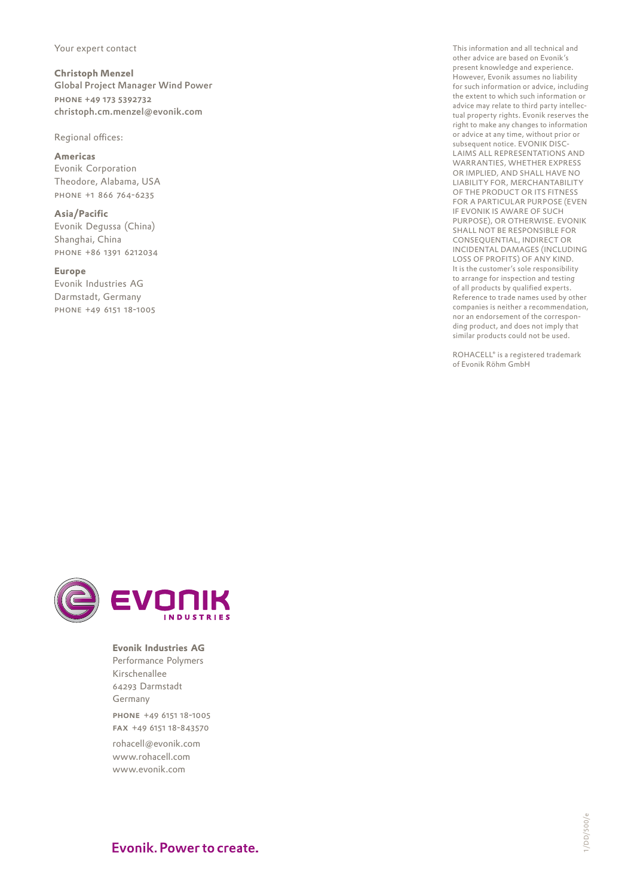Your expert contact

**Christoph Menzel**
Global Project Manager Wind Power
PHONE +49 173 5392732
christoph.cm.menzel@evonik.com

Regional offices:

**Americas**
Evonik Corporation
Theodore, Alabama, USA
PHONE +1 866 764-6235

**Asia/Pacific**
Evonik Degussa (China)
Shanghai, China
PHONE +86 1391 6212034

**Europe**
Evonik Industries AG
Darmstadt, Germany
PHONE +49 6151 18-1005

This information and all technical and other advice are based on Evonik's present knowledge and experience. However, Evonik assumes no liability for such information or advice, including the extent to which such information or advice may relate to third party intellectual property rights. Evonik reserves the right to make any changes to information or advice at any time, without prior or subsequent notice. EVONIK DISCLAIMS ALL REPRESENTATIONS AND WARRANTIES, WHETHER EXPRESS OR IMPLIED, AND SHALL HAVE NO LIABILITY FOR, MERCHANTABILITY OF THE PRODUCT OR ITS FITNESS FOR A PARTICULAR PURPOSE (EVEN IF EVONIK IS AWARE OF SUCH PURPOSE), OR OTHERWISE. EVONIK SHALL NOT BE RESPONSIBLE FOR CONSEQUENTIAL, INDIRECT OR INCIDENTAL DAMAGES (INCLUDING LOSS OF PROFITS) OF ANY KIND. It is the customer's sole responsibility to arrange for inspection and testing of all products by qualified experts. Reference to trade names used by other companies is neither a recommendation, nor an endorsement of the corresponding product, and does not imply that similar products could not be used.

ROHACELL® is a registered trademark of Evonik Röhm GmbH

EVONIK INDUSTRIES

**Evonik Industries AG**
Performance Polymers
Kirschenallee
64293 Darmstadt
Germany

PHONE +49 6151 18-1005
FAX +49 6151 18-843570

rohacell@evonik.com
www.rohacell.com
www.evonik.com

Evonik. Power to create.

1/DD/500/e